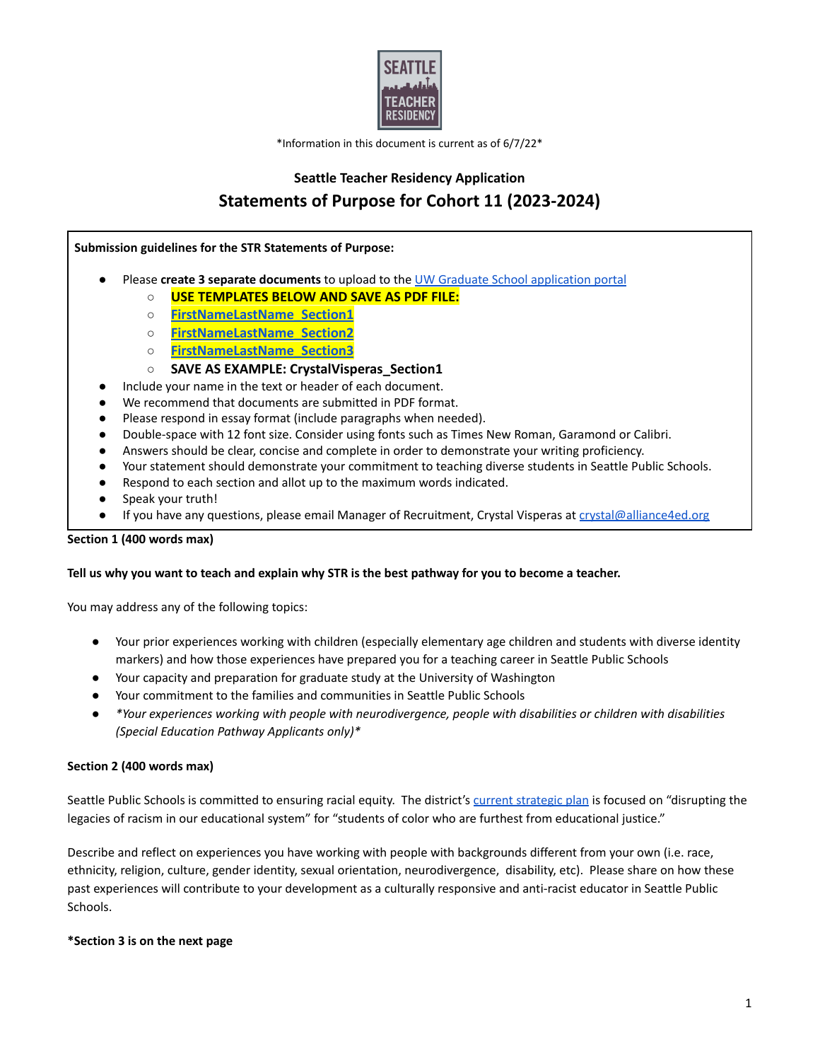*Information in this document is current as of 6/7/22*

### Seattle Teacher Residency Application

## Statements of Purpose for Cohort 11 (2023-2024)

**Submission guidelines for the STR Statements of Purpose:**

- Please **create 3 separate documents** to upload to the UW Graduate School application portal
  - **USE TEMPLATES BELOW AND SAVE AS PDF FILE:**
  - **FirstNameLastName_Section1**
  - **FirstNameLastName_Section2**
  - **FirstNameLastName_Section3**
  - **SAVE AS EXAMPLE: CrystalVisperas_Section1**
- Include your name in the text or header of each document.
- We recommend that documents are submitted in PDF format.
- Please respond in essay format (include paragraphs when needed).
- Double-space with 12 font size. Consider using fonts such as Times New Roman, Garamond or Calibri.
- Answers should be clear, concise and complete in order to demonstrate your writing proficiency.
- Your statement should demonstrate your commitment to teaching diverse students in Seattle Public Schools.
- Respond to each section and allot up to the maximum words indicated.
- Speak your truth!
- If you have any questions, please email Manager of Recruitment, Crystal Visperas at crystal@alliance4ed.org

**Section 1 (400 words max)**

**Tell us why you want to teach and explain why STR is the best pathway for you to become a teacher.**

You may address any of the following topics:

- Your prior experiences working with children (especially elementary age children and students with diverse identity markers) and how those experiences have prepared you for a teaching career in Seattle Public Schools
- Your capacity and preparation for graduate study at the University of Washington
- Your commitment to the families and communities in Seattle Public Schools
- **Your experiences working with people with neurodivergence, people with disabilities or children with disabilities (Special Education Pathway Applicants only)**

**Section 2 (400 words max)**

Seattle Public Schools is committed to ensuring racial equity. The district's current strategic plan is focused on "disrupting the legacies of racism in our educational system" for "students of color who are furthest from educational justice."

Describe and reflect on experiences you have working with people with backgrounds different from your own (i.e. race, ethnicity, religion, culture, gender identity, sexual orientation, neurodivergence, disability, etc). Please share on how these past experiences will contribute to your development as a culturally responsive and anti-racist educator in Seattle Public Schools.

**\*Section 3 is on the next page**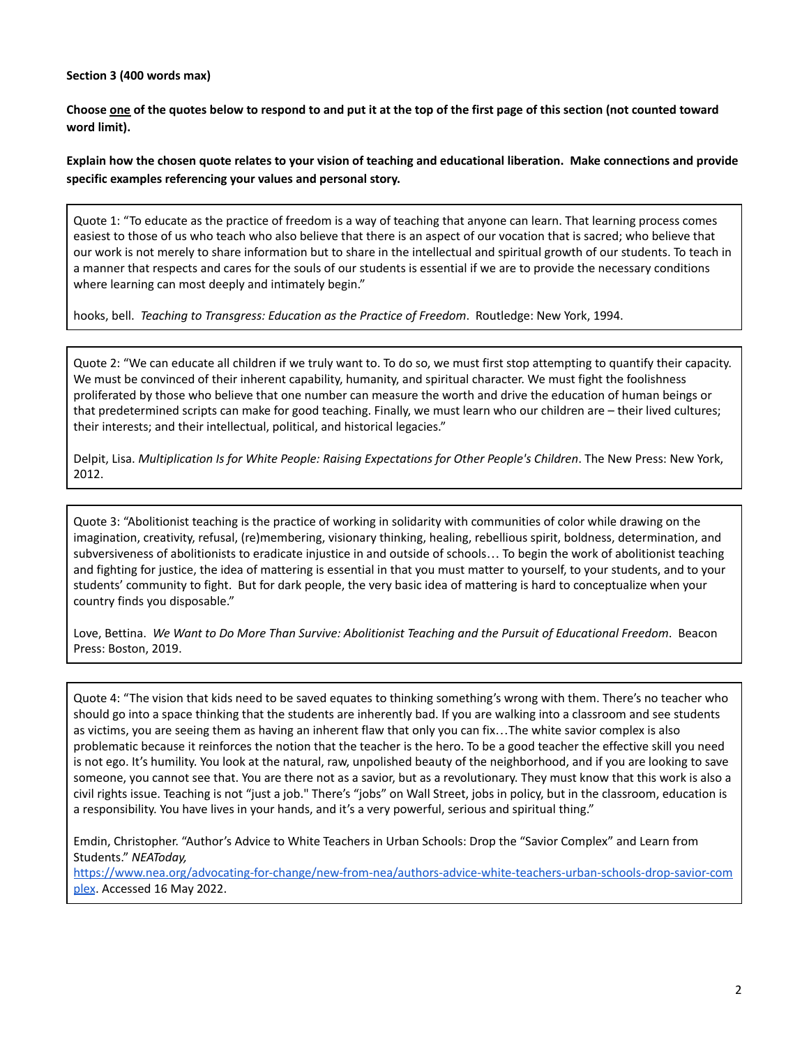**Section 3 (400 words max)**

**Choose one of the quotes below to respond to and put it at the top of the first page of this section (not counted toward word limit).**

**Explain how the chosen quote relates to your vision of teaching and educational liberation. Make connections and provide specific examples referencing your values and personal story.**

Quote 1: "To educate as the practice of freedom is a way of teaching that anyone can learn. That learning process comes easiest to those of us who teach who also believe that there is an aspect of our vocation that is sacred; who believe that our work is not merely to share information but to share in the intellectual and spiritual growth of our students. To teach in a manner that respects and cares for the souls of our students is essential if we are to provide the necessary conditions where learning can most deeply and intimately begin."

hooks, bell. *Teaching to Transgress: Education as the Practice of Freedom*. Routledge: New York, 1994.

Quote 2: "We can educate all children if we truly want to. To do so, we must first stop attempting to quantify their capacity. We must be convinced of their inherent capability, humanity, and spiritual character. We must fight the foolishness proliferated by those who believe that one number can measure the worth and drive the education of human beings or that predetermined scripts can make for good teaching. Finally, we must learn who our children are – their lived cultures; their interests; and their intellectual, political, and historical legacies."

Delpit, Lisa. *Multiplication Is for White People: Raising Expectations for Other People's Children*. The New Press: New York, 2012.

Quote 3: "Abolitionist teaching is the practice of working in solidarity with communities of color while drawing on the imagination, creativity, refusal, (re)membering, visionary thinking, healing, rebellious spirit, boldness, determination, and subversiveness of abolitionists to eradicate injustice in and outside of schools… To begin the work of abolitionist teaching and fighting for justice, the idea of mattering is essential in that you must matter to yourself, to your students, and to your students' community to fight. But for dark people, the very basic idea of mattering is hard to conceptualize when your country finds you disposable."

Love, Bettina. *We Want to Do More Than Survive: Abolitionist Teaching and the Pursuit of Educational Freedom*. Beacon Press: Boston, 2019.

Quote 4: "The vision that kids need to be saved equates to thinking something's wrong with them. There's no teacher who should go into a space thinking that the students are inherently bad. If you are walking into a classroom and see students as victims, you are seeing them as having an inherent flaw that only you can fix…The white savior complex is also problematic because it reinforces the notion that the teacher is the hero. To be a good teacher the effective skill you need is not ego. It's humility. You look at the natural, raw, unpolished beauty of the neighborhood, and if you are looking to save someone, you cannot see that. You are there not as a savior, but as a revolutionary. They must know that this work is also a civil rights issue. Teaching is not "just a job." There's "jobs" on Wall Street, jobs in policy, but in the classroom, education is a responsibility. You have lives in your hands, and it's a very powerful, serious and spiritual thing."

Emdin, Christopher. "Author's Advice to White Teachers in Urban Schools: Drop the "Savior Complex" and Learn from Students." *NEAToday,* https://www.nea.org/advocating-for-change/new-from-nea/authors-advice-white-teachers-urban-schools-drop-savior-complex. Accessed 16 May 2022.